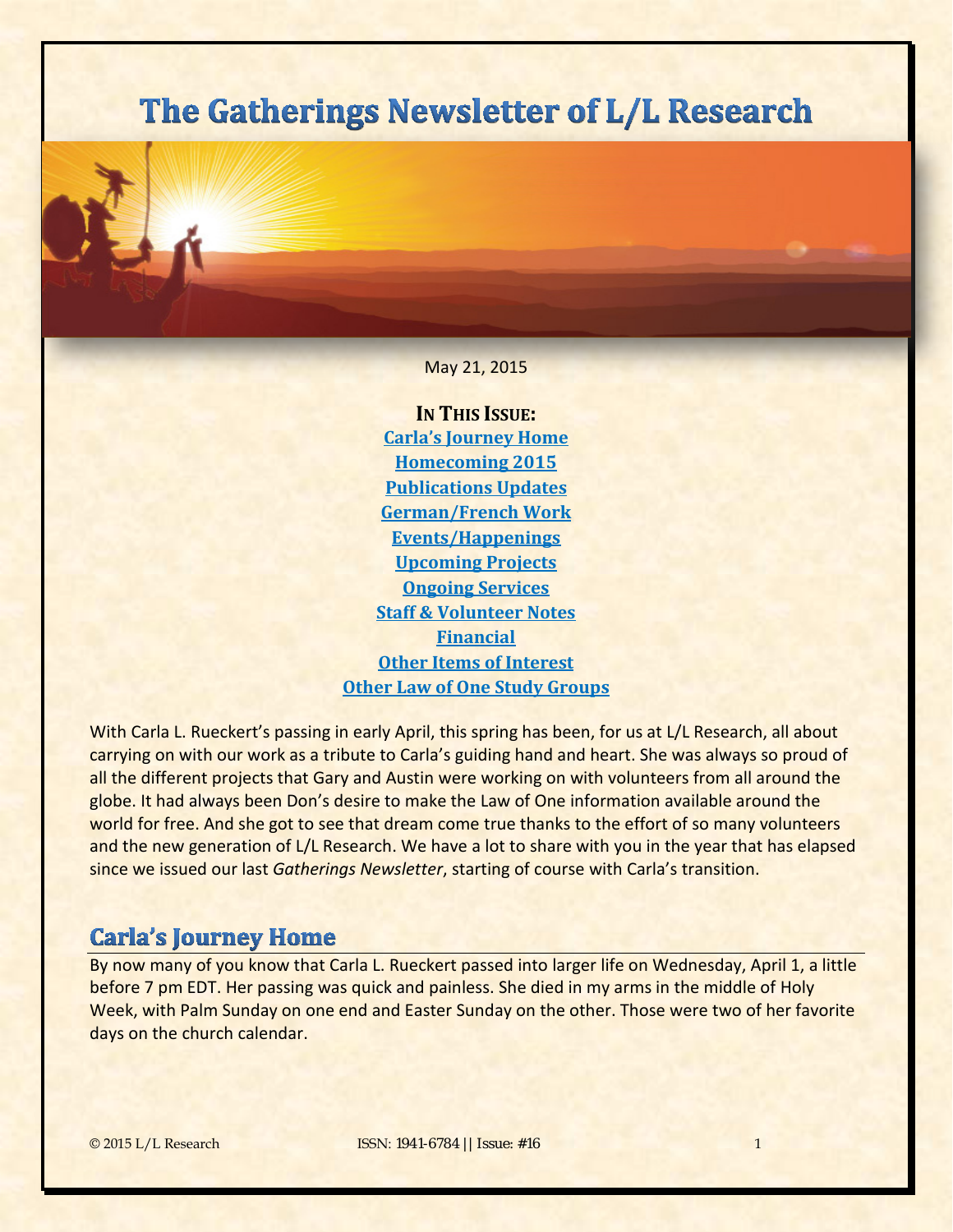# The Gatherings Newsletter of L/L Research

May 21, 2015

**IN THIS ISSUE:**

- Carla's Journey Home
- Homecoming 2015
- Publications Updates
- German/French Work
- Events/Happenings
- Upcoming Projects
- Ongoing Services
- Staff & Volunteer Notes
- Financial
- Other Items of Interest
- Other Law of One Study Groups

With Carla L. Rueckert's passing in early April, this spring has been, for us at L/L Research, all about carrying on with our work as a tribute to Carla's guiding hand and heart. She was always so proud of all the different projects that Gary and Austin were working on with volunteers from all around the globe. It had always been Don's desire to make the Law of One information available around the world for free. And she got to see that dream come true thanks to the effort of so many volunteers and the new generation of L/L Research. We have a lot to share with you in the year that has elapsed since we issued our last *Gatherings Newsletter*, starting of course with Carla's transition.

## Carla's Journey Home

By now many of you know that Carla L. Rueckert passed into larger life on Wednesday, April 1, a little before 7 pm EDT. Her passing was quick and painless. She died in my arms in the middle of Holy Week, with Palm Sunday on one end and Easter Sunday on the other. Those were two of her favorite days on the church calendar.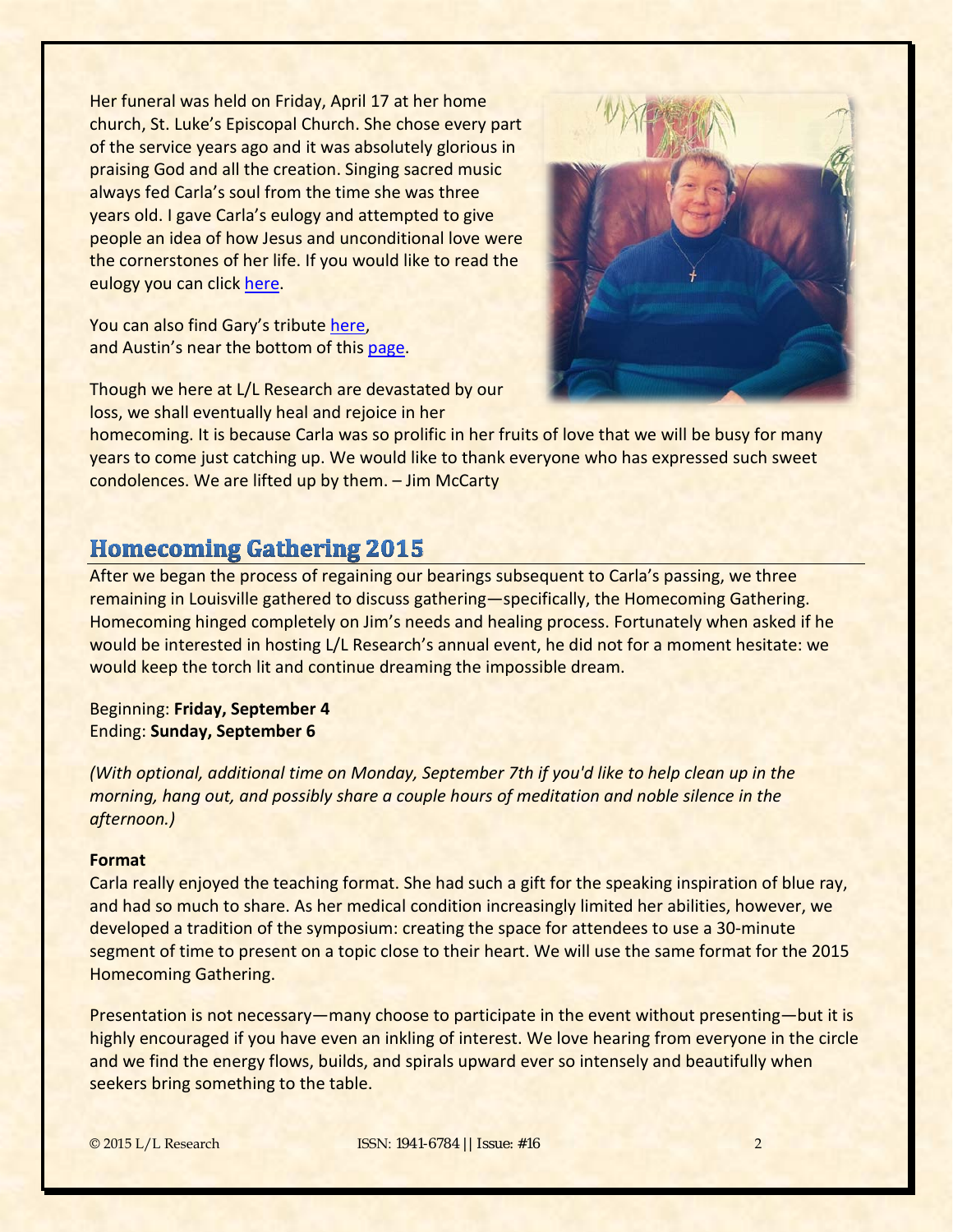Her funeral was held on Friday, April 17 at her home church, St. Luke's Episcopal Church. She chose every part of the service years ago and it was absolutely glorious in praising God and all the creation. Singing sacred music always fed Carla's soul from the time she was three years old. I gave Carla's eulogy and attempted to give people an idea of how Jesus and unconditional love were the cornerstones of her life. If you would like to read the eulogy you can click here.

You can also find Gary's tribute here, and Austin's near the bottom of this page.

Though we here at L/L Research are devastated by our loss, we shall eventually heal and rejoice in her homecoming. It is because Carla was so prolific in her fruits of love that we will be busy for many years to come just catching up. We would like to thank everyone who has expressed such sweet condolences. We are lifted up by them. – Jim McCarty

## Homecoming Gathering 2015

After we began the process of regaining our bearings subsequent to Carla's passing, we three remaining in Louisville gathered to discuss gathering—specifically, the Homecoming Gathering. Homecoming hinged completely on Jim's needs and healing process. Fortunately when asked if he would be interested in hosting L/L Research's annual event, he did not for a moment hesitate: we would keep the torch lit and continue dreaming the impossible dream.

Beginning: **Friday, September 4**
Ending: **Sunday, September 6**

*(With optional, additional time on Monday, September 7th if you'd like to help clean up in the morning, hang out, and possibly share a couple hours of meditation and noble silence in the afternoon.)*

**Format**

Carla really enjoyed the teaching format. She had such a gift for the speaking inspiration of blue ray, and had so much to share. As her medical condition increasingly limited her abilities, however, we developed a tradition of the symposium: creating the space for attendees to use a 30-minute segment of time to present on a topic close to their heart. We will use the same format for the 2015 Homecoming Gathering.

Presentation is not necessary—many choose to participate in the event without presenting—but it is highly encouraged if you have even an inkling of interest. We love hearing from everyone in the circle and we find the energy flows, builds, and spirals upward ever so intensely and beautifully when seekers bring something to the table.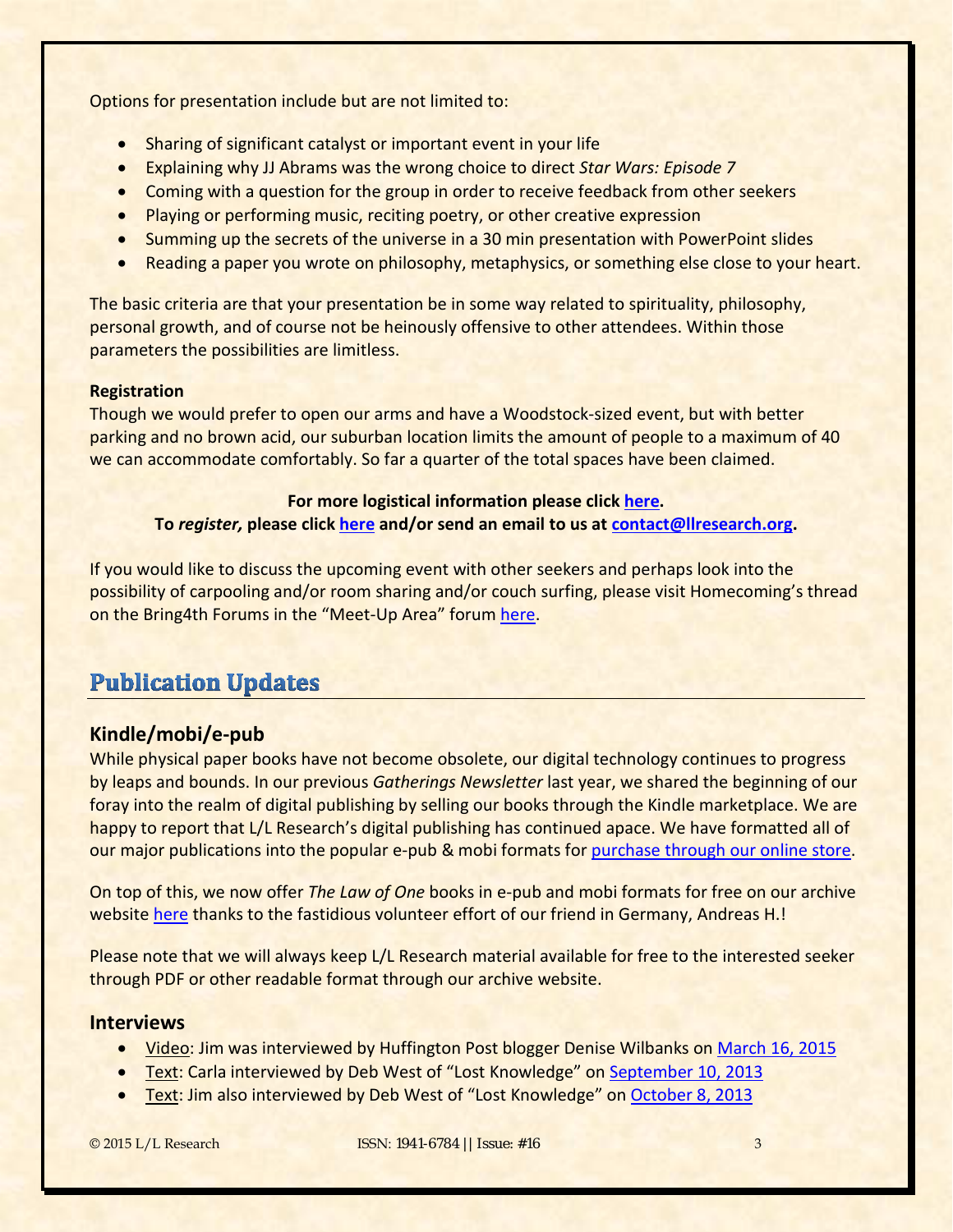Options for presentation include but are not limited to:

- Sharing of significant catalyst or important event in your life
- Explaining why JJ Abrams was the wrong choice to direct *Star Wars: Episode 7*
- Coming with a question for the group in order to receive feedback from other seekers
- Playing or performing music, reciting poetry, or other creative expression
- Summing up the secrets of the universe in a 30 min presentation with PowerPoint slides
- Reading a paper you wrote on philosophy, metaphysics, or something else close to your heart.

The basic criteria are that your presentation be in some way related to spirituality, philosophy, personal growth, and of course not be heinously offensive to other attendees. Within those parameters the possibilities are limitless.

**Registration**
Though we would prefer to open our arms and have a Woodstock-sized event, but with better parking and no brown acid, our suburban location limits the amount of people to a maximum of 40 we can accommodate comfortably. So far a quarter of the total spaces have been claimed.

**For more logistical information please click here.**
**To *register,* please click here and/or send an email to us at contact@llresearch.org.**

If you would like to discuss the upcoming event with other seekers and perhaps look into the possibility of carpooling and/or room sharing and/or couch surfing, please visit Homecoming's thread on the Bring4th Forums in the "Meet-Up Area" forum here.

## Publication Updates

### Kindle/mobi/e-pub

While physical paper books have not become obsolete, our digital technology continues to progress by leaps and bounds. In our previous *Gatherings Newsletter* last year, we shared the beginning of our foray into the realm of digital publishing by selling our books through the Kindle marketplace. We are happy to report that L/L Research's digital publishing has continued apace. We have formatted all of our major publications into the popular e-pub & mobi formats for purchase through our online store.

On top of this, we now offer *The Law of One* books in e-pub and mobi formats for free on our archive website here thanks to the fastidious volunteer effort of our friend in Germany, Andreas H.!

Please note that we will always keep L/L Research material available for free to the interested seeker through PDF or other readable format through our archive website.

### Interviews

- Video: Jim was interviewed by Huffington Post blogger Denise Wilbanks on March 16, 2015
- Text: Carla interviewed by Deb West of "Lost Knowledge" on September 10, 2013
- Text: Jim also interviewed by Deb West of "Lost Knowledge" on October 8, 2013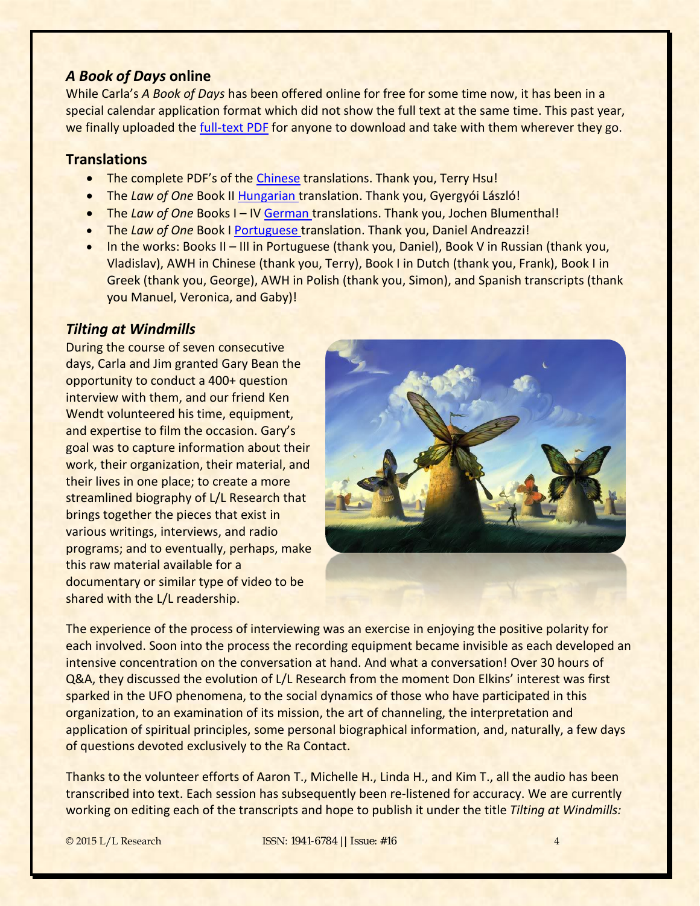### *A Book of Days* online

While Carla's *A Book of Days* has been offered online for free for some time now, it has been in a special calendar application format which did not show the full text at the same time. This past year, we finally uploaded the full-text PDF for anyone to download and take with them wherever they go.

### Translations

- The complete PDF's of the Chinese translations. Thank you, Terry Hsu!
- The *Law of One* Book II Hungarian translation. Thank you, Gyergyói László!
- The *Law of One* Books I – IV German translations. Thank you, Jochen Blumenthal!
- The *Law of One* Book I Portuguese translation. Thank you, Daniel Andreazzi!
- In the works: Books II – III in Portuguese (thank you, Daniel), Book V in Russian (thank you, Vladislav), AWH in Chinese (thank you, Terry), Book I in Dutch (thank you, Frank), Book I in Greek (thank you, George), AWH in Polish (thank you, Simon), and Spanish transcripts (thank you Manuel, Veronica, and Gaby)!

### *Tilting at Windmills*

During the course of seven consecutive days, Carla and Jim granted Gary Bean the opportunity to conduct a 400+ question interview with them, and our friend Ken Wendt volunteered his time, equipment, and expertise to film the occasion. Gary's goal was to capture information about their work, their organization, their material, and their lives in one place; to create a more streamlined biography of L/L Research that brings together the pieces that exist in various writings, interviews, and radio programs; and to eventually, perhaps, make this raw material available for a documentary or similar type of video to be shared with the L/L readership.

The experience of the process of interviewing was an exercise in enjoying the positive polarity for each involved. Soon into the process the recording equipment became invisible as each developed an intensive concentration on the conversation at hand. And what a conversation! Over 30 hours of Q&A, they discussed the evolution of L/L Research from the moment Don Elkins' interest was first sparked in the UFO phenomena, to the social dynamics of those who have participated in this organization, to an examination of its mission, the art of channeling, the interpretation and application of spiritual principles, some personal biographical information, and, naturally, a few days of questions devoted exclusively to the Ra Contact.

Thanks to the volunteer efforts of Aaron T., Michelle H., Linda H., and Kim T., all the audio has been transcribed into text. Each session has subsequently been re-listened for accuracy. We are currently working on editing each of the transcripts and hope to publish it under the title *Tilting at Windmills:*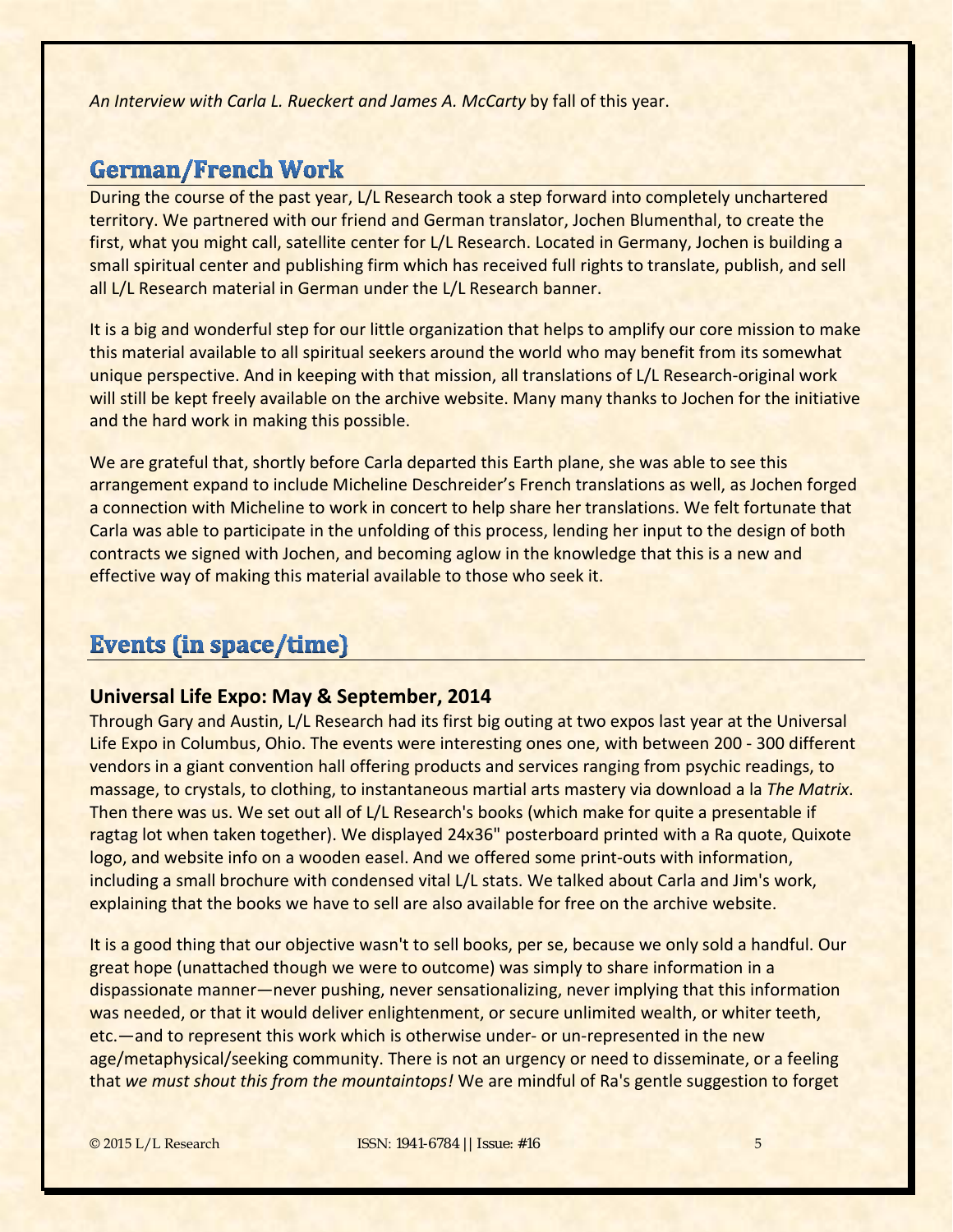*An Interview with Carla L. Rueckert and James A. McCarty* by fall of this year.

## German/French Work

During the course of the past year, L/L Research took a step forward into completely unchartered territory. We partnered with our friend and German translator, Jochen Blumenthal, to create the first, what you might call, satellite center for L/L Research. Located in Germany, Jochen is building a small spiritual center and publishing firm which has received full rights to translate, publish, and sell all L/L Research material in German under the L/L Research banner.

It is a big and wonderful step for our little organization that helps to amplify our core mission to make this material available to all spiritual seekers around the world who may benefit from its somewhat unique perspective. And in keeping with that mission, all translations of L/L Research-original work will still be kept freely available on the archive website. Many many thanks to Jochen for the initiative and the hard work in making this possible.

We are grateful that, shortly before Carla departed this Earth plane, she was able to see this arrangement expand to include Micheline Deschreider's French translations as well, as Jochen forged a connection with Micheline to work in concert to help share her translations. We felt fortunate that Carla was able to participate in the unfolding of this process, lending her input to the design of both contracts we signed with Jochen, and becoming aglow in the knowledge that this is a new and effective way of making this material available to those who seek it.

## Events (in space/time)

### Universal Life Expo: May & September, 2014

Through Gary and Austin, L/L Research had its first big outing at two expos last year at the Universal Life Expo in Columbus, Ohio. The events were interesting ones one, with between 200 - 300 different vendors in a giant convention hall offering products and services ranging from psychic readings, to massage, to crystals, to clothing, to instantaneous martial arts mastery via download a la *The Matrix*. Then there was us. We set out all of L/L Research's books (which make for quite a presentable if ragtag lot when taken together). We displayed 24x36" posterboard printed with a Ra quote, Quixote logo, and website info on a wooden easel. And we offered some print-outs with information, including a small brochure with condensed vital L/L stats. We talked about Carla and Jim's work, explaining that the books we have to sell are also available for free on the archive website.

It is a good thing that our objective wasn't to sell books, per se, because we only sold a handful. Our great hope (unattached though we were to outcome) was simply to share information in a dispassionate manner—never pushing, never sensationalizing, never implying that this information was needed, or that it would deliver enlightenment, or secure unlimited wealth, or whiter teeth, etc.—and to represent this work which is otherwise under- or un-represented in the new age/metaphysical/seeking community. There is not an urgency or need to disseminate, or a feeling that *we must shout this from the mountaintops!* We are mindful of Ra's gentle suggestion to forget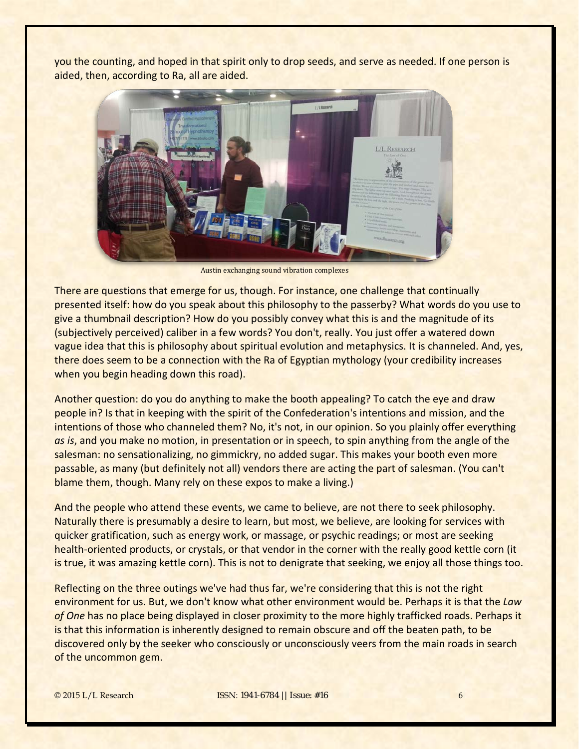you the counting, and hoped in that spirit only to drop seeds, and serve as needed. If one person is aided, then, according to Ra, all are aided.

Austin exchanging sound vibration complexes

There are questions that emerge for us, though. For instance, one challenge that continually presented itself: how do you speak about this philosophy to the passerby? What words do you use to give a thumbnail description? How do you possibly convey what this is and the magnitude of its (subjectively perceived) caliber in a few words? You don't, really. You just offer a watered down vague idea that this is philosophy about spiritual evolution and metaphysics. It is channeled. And, yes, there does seem to be a connection with the Ra of Egyptian mythology (your credibility increases when you begin heading down this road).

Another question: do you do anything to make the booth appealing? To catch the eye and draw people in? Is that in keeping with the spirit of the Confederation's intentions and mission, and the intentions of those who channeled them? No, it's not, in our opinion. So you plainly offer everything *as is*, and you make no motion, in presentation or in speech, to spin anything from the angle of the salesman: no sensationalizing, no gimmickry, no added sugar. This makes your booth even more passable, as many (but definitely not all) vendors there are acting the part of salesman. (You can't blame them, though. Many rely on these expos to make a living.)

And the people who attend these events, we came to believe, are not there to seek philosophy. Naturally there is presumably a desire to learn, but most, we believe, are looking for services with quicker gratification, such as energy work, or massage, or psychic readings; or most are seeking health-oriented products, or crystals, or that vendor in the corner with the really good kettle corn (it is true, it was amazing kettle corn). This is not to denigrate that seeking, we enjoy all those things too.

Reflecting on the three outings we've had thus far, we're considering that this is not the right environment for us. But, we don't know what other environment would be. Perhaps it is that the *Law of One* has no place being displayed in closer proximity to the more highly trafficked roads. Perhaps it is that this information is inherently designed to remain obscure and off the beaten path, to be discovered only by the seeker who consciously or unconsciously veers from the main roads in search of the uncommon gem.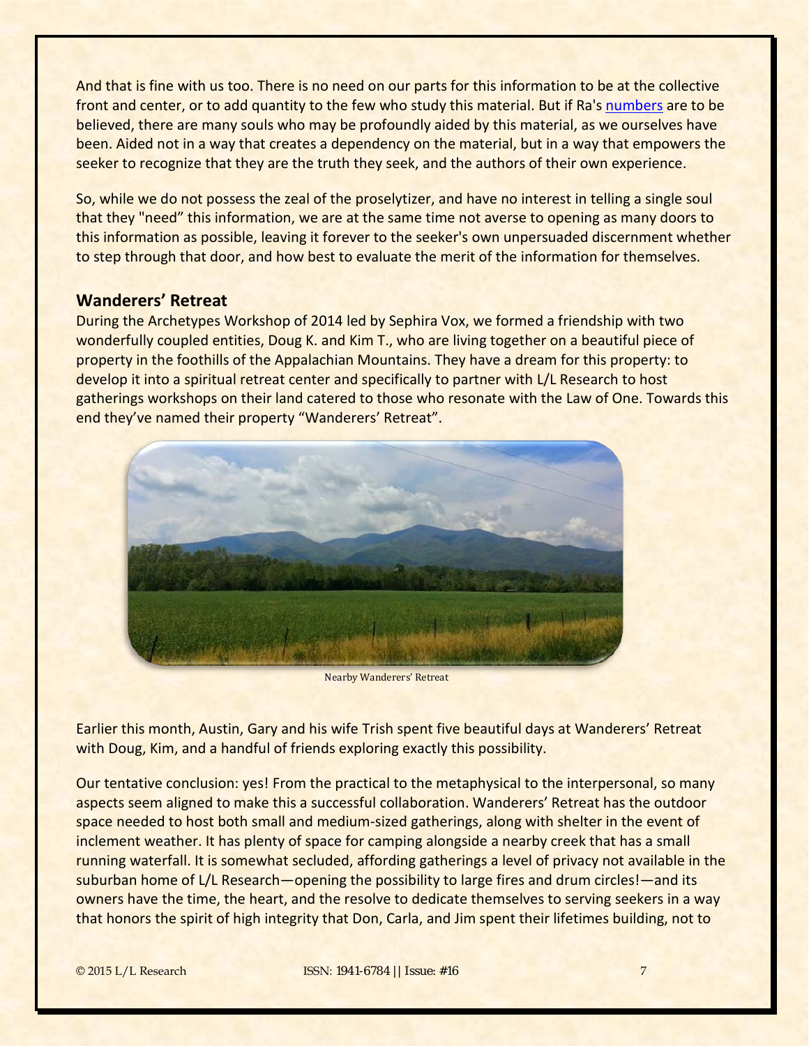And that is fine with us too. There is no need on our parts for this information to be at the collective front and center, or to add quantity to the few who study this material. But if Ra's numbers are to be believed, there are many souls who may be profoundly aided by this material, as we ourselves have been. Aided not in a way that creates a dependency on the material, but in a way that empowers the seeker to recognize that they are the truth they seek, and the authors of their own experience.

So, while we do not possess the zeal of the proselytizer, and have no interest in telling a single soul that they "need" this information, we are at the same time not averse to opening as many doors to this information as possible, leaving it forever to the seeker's own unpersuaded discernment whether to step through that door, and how best to evaluate the merit of the information for themselves.

## Wanderers' Retreat

During the Archetypes Workshop of 2014 led by Sephira Vox, we formed a friendship with two wonderfully coupled entities, Doug K. and Kim T., who are living together on a beautiful piece of property in the foothills of the Appalachian Mountains. They have a dream for this property: to develop it into a spiritual retreat center and specifically to partner with L/L Research to host gatherings workshops on their land catered to those who resonate with the Law of One. Towards this end they've named their property "Wanderers' Retreat".

Nearby Wanderers' Retreat

Earlier this month, Austin, Gary and his wife Trish spent five beautiful days at Wanderers' Retreat with Doug, Kim, and a handful of friends exploring exactly this possibility.

Our tentative conclusion: yes! From the practical to the metaphysical to the interpersonal, so many aspects seem aligned to make this a successful collaboration. Wanderers' Retreat has the outdoor space needed to host both small and medium-sized gatherings, along with shelter in the event of inclement weather. It has plenty of space for camping alongside a nearby creek that has a small running waterfall. It is somewhat secluded, affording gatherings a level of privacy not available in the suburban home of L/L Research—opening the possibility to large fires and drum circles!—and its owners have the time, the heart, and the resolve to dedicate themselves to serving seekers in a way that honors the spirit of high integrity that Don, Carla, and Jim spent their lifetimes building, not to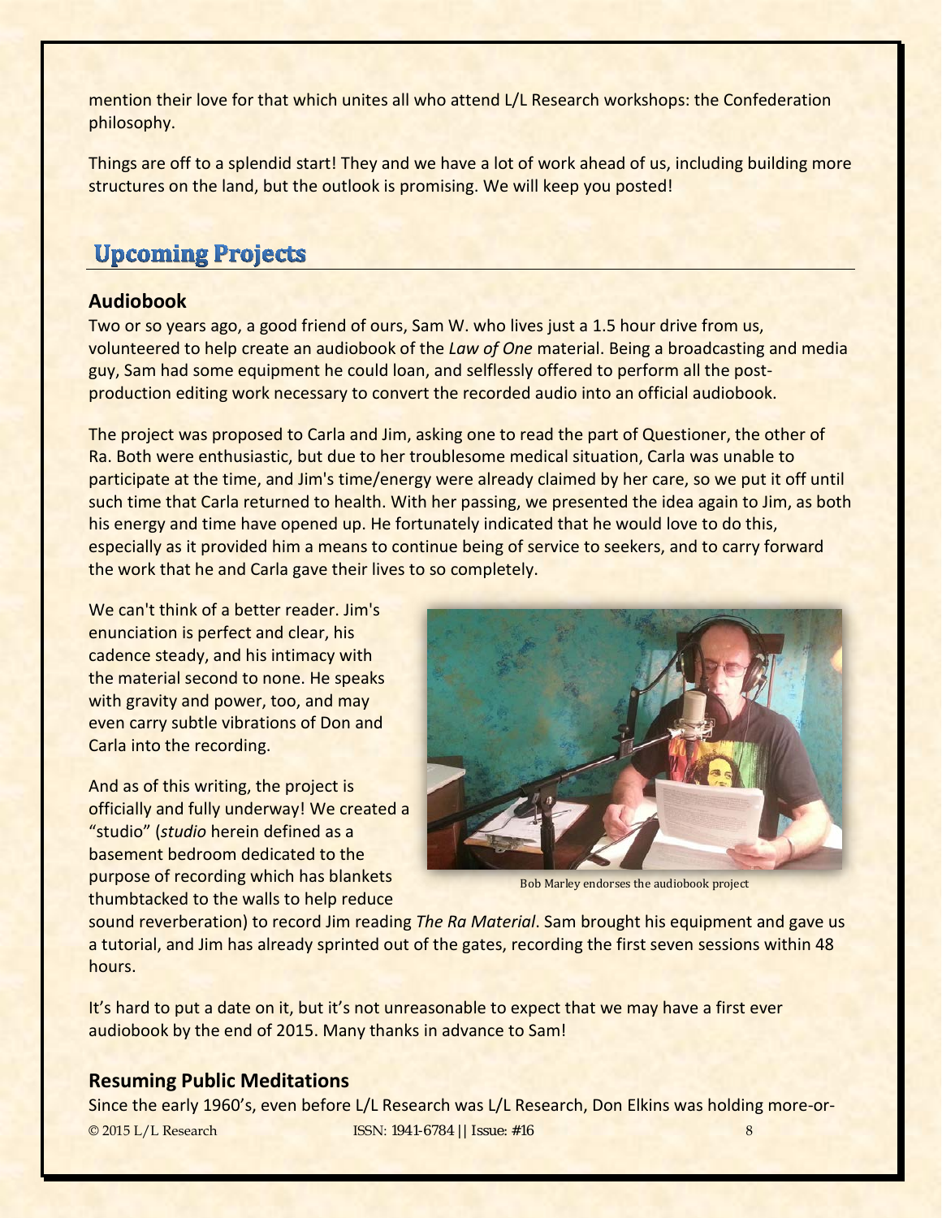mention their love for that which unites all who attend L/L Research workshops: the Confederation philosophy.

Things are off to a splendid start! They and we have a lot of work ahead of us, including building more structures on the land, but the outlook is promising. We will keep you posted!

## Upcoming Projects

### Audiobook

Two or so years ago, a good friend of ours, Sam W. who lives just a 1.5 hour drive from us, volunteered to help create an audiobook of the *Law of One* material. Being a broadcasting and media guy, Sam had some equipment he could loan, and selflessly offered to perform all the post-production editing work necessary to convert the recorded audio into an official audiobook.

The project was proposed to Carla and Jim, asking one to read the part of Questioner, the other of Ra. Both were enthusiastic, but due to her troublesome medical situation, Carla was unable to participate at the time, and Jim's time/energy were already claimed by her care, so we put it off until such time that Carla returned to health. With her passing, we presented the idea again to Jim, as both his energy and time have opened up. He fortunately indicated that he would love to do this, especially as it provided him a means to continue being of service to seekers, and to carry forward the work that he and Carla gave their lives to so completely.

We can't think of a better reader. Jim's enunciation is perfect and clear, his cadence steady, and his intimacy with the material second to none. He speaks with gravity and power, too, and may even carry subtle vibrations of Don and Carla into the recording.

Bob Marley endorses the audiobook project

And as of this writing, the project is officially and fully underway! We created a "studio" (*studio* herein defined as a basement bedroom dedicated to the purpose of recording which has blankets thumbtacked to the walls to help reduce sound reverberation) to record Jim reading *The Ra Material*. Sam brought his equipment and gave us a tutorial, and Jim has already sprinted out of the gates, recording the first seven sessions within 48 hours.

It's hard to put a date on it, but it's not unreasonable to expect that we may have a first ever audiobook by the end of 2015. Many thanks in advance to Sam!

### Resuming Public Meditations

Since the early 1960's, even before L/L Research was L/L Research, Don Elkins was holding more-or-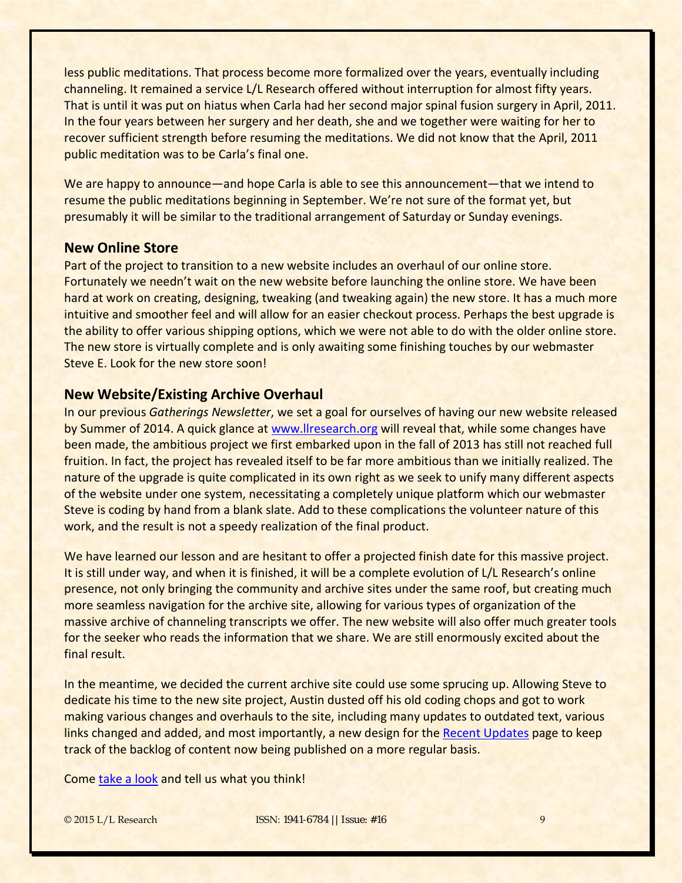less public meditations. That process become more formalized over the years, eventually including channeling. It remained a service L/L Research offered without interruption for almost fifty years. That is until it was put on hiatus when Carla had her second major spinal fusion surgery in April, 2011. In the four years between her surgery and her death, she and we together were waiting for her to recover sufficient strength before resuming the meditations. We did not know that the April, 2011 public meditation was to be Carla's final one.

We are happy to announce—and hope Carla is able to see this announcement—that we intend to resume the public meditations beginning in September. We're not sure of the format yet, but presumably it will be similar to the traditional arrangement of Saturday or Sunday evenings.

## New Online Store

Part of the project to transition to a new website includes an overhaul of our online store. Fortunately we needn't wait on the new website before launching the online store. We have been hard at work on creating, designing, tweaking (and tweaking again) the new store. It has a much more intuitive and smoother feel and will allow for an easier checkout process. Perhaps the best upgrade is the ability to offer various shipping options, which we were not able to do with the older online store. The new store is virtually complete and is only awaiting some finishing touches by our webmaster Steve E. Look for the new store soon!

## New Website/Existing Archive Overhaul

In our previous *Gatherings Newsletter*, we set a goal for ourselves of having our new website released by Summer of 2014. A quick glance at www.llresearch.org will reveal that, while some changes have been made, the ambitious project we first embarked upon in the fall of 2013 has still not reached full fruition. In fact, the project has revealed itself to be far more ambitious than we initially realized. The nature of the upgrade is quite complicated in its own right as we seek to unify many different aspects of the website under one system, necessitating a completely unique platform which our webmaster Steve is coding by hand from a blank slate. Add to these complications the volunteer nature of this work, and the result is not a speedy realization of the final product.

We have learned our lesson and are hesitant to offer a projected finish date for this massive project. It is still under way, and when it is finished, it will be a complete evolution of L/L Research's online presence, not only bringing the community and archive sites under the same roof, but creating much more seamless navigation for the archive site, allowing for various types of organization of the massive archive of channeling transcripts we offer. The new website will also offer much greater tools for the seeker who reads the information that we share. We are still enormously excited about the final result.

In the meantime, we decided the current archive site could use some sprucing up. Allowing Steve to dedicate his time to the new site project, Austin dusted off his old coding chops and got to work making various changes and overhauls to the site, including many updates to outdated text, various links changed and added, and most importantly, a new design for the Recent Updates page to keep track of the backlog of content now being published on a more regular basis.

Come take a look and tell us what you think!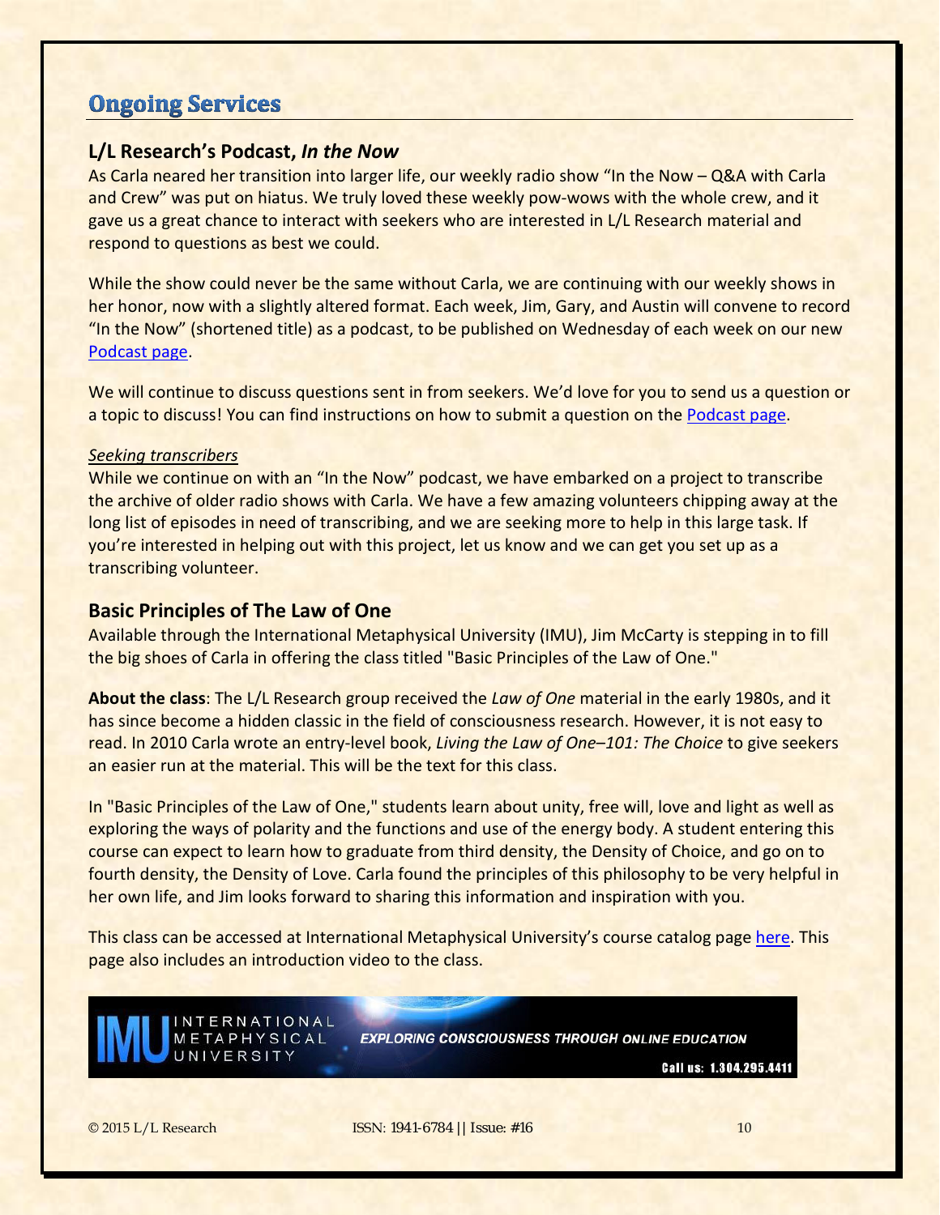# Ongoing Services

## L/L Research's Podcast, *In the Now*

As Carla neared her transition into larger life, our weekly radio show "In the Now – Q&A with Carla and Crew" was put on hiatus. We truly loved these weekly pow-wows with the whole crew, and it gave us a great chance to interact with seekers who are interested in L/L Research material and respond to questions as best we could.

While the show could never be the same without Carla, we are continuing with our weekly shows in her honor, now with a slightly altered format. Each week, Jim, Gary, and Austin will convene to record "In the Now" (shortened title) as a podcast, to be published on Wednesday of each week on our new Podcast page.

We will continue to discuss questions sent in from seekers. We'd love for you to send us a question or a topic to discuss! You can find instructions on how to submit a question on the Podcast page.

*Seeking transcribers*

While we continue on with an "In the Now" podcast, we have embarked on a project to transcribe the archive of older radio shows with Carla. We have a few amazing volunteers chipping away at the long list of episodes in need of transcribing, and we are seeking more to help in this large task. If you're interested in helping out with this project, let us know and we can get you set up as a transcribing volunteer.

## Basic Principles of The Law of One

Available through the International Metaphysical University (IMU), Jim McCarty is stepping in to fill the big shoes of Carla in offering the class titled "Basic Principles of the Law of One."

**About the class**: The L/L Research group received the *Law of One* material in the early 1980s, and it has since become a hidden classic in the field of consciousness research. However, it is not easy to read. In 2010 Carla wrote an entry-level book, *Living the Law of One–101: The Choice* to give seekers an easier run at the material. This will be the text for this class.

In "Basic Principles of the Law of One," students learn about unity, free will, love and light as well as exploring the ways of polarity and the functions and use of the energy body. A student entering this course can expect to learn how to graduate from third density, the Density of Choice, and go on to fourth density, the Density of Love. Carla found the principles of this philosophy to be very helpful in her own life, and Jim looks forward to sharing this information and inspiration with you.

This class can be accessed at International Metaphysical University's course catalog page here. This page also includes an introduction video to the class.

IMU INTERNATIONAL METAPHYSICAL UNIVERSITY — EXPLORING CONSCIOUSNESS THROUGH ONLINE EDUCATION — Call us: 1.304.295.4411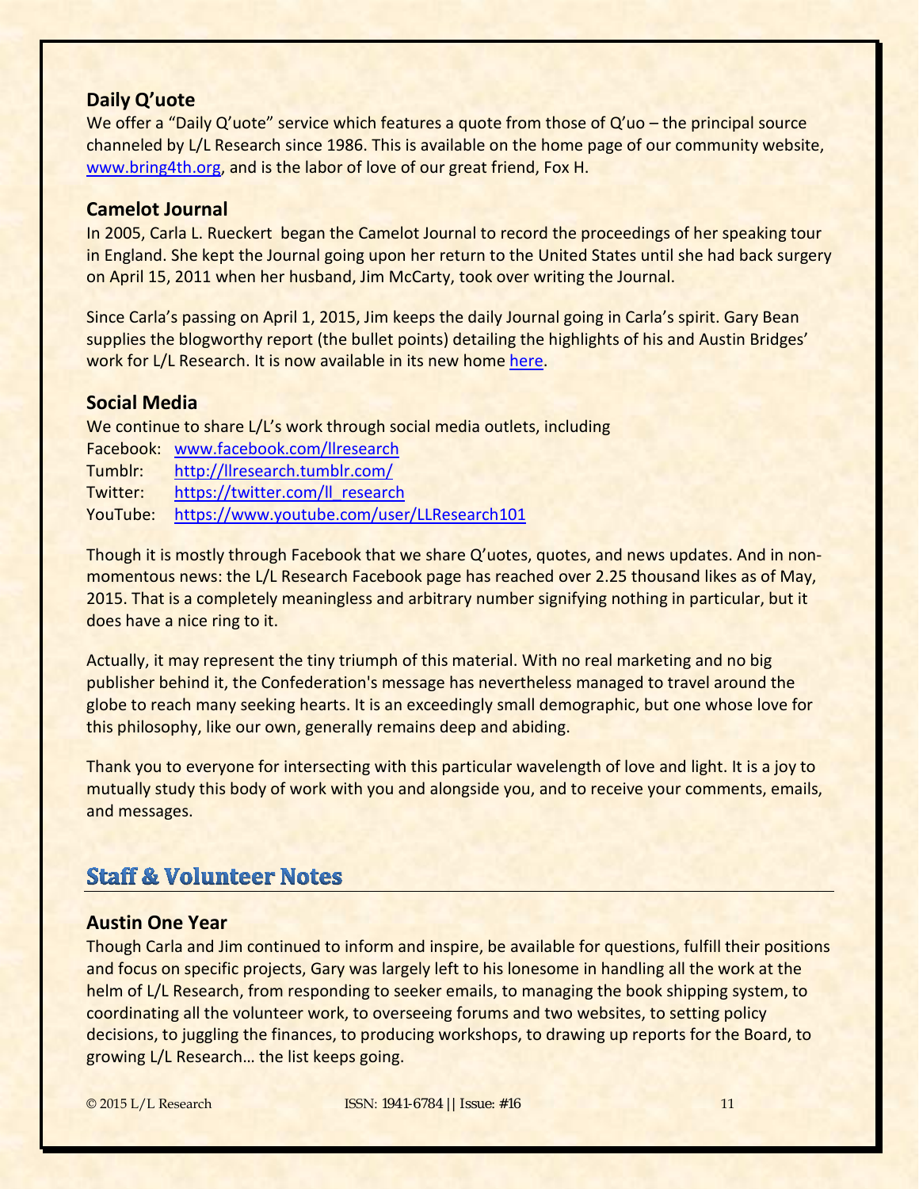### Daily Q'uote

We offer a "Daily Q'uote" service which features a quote from those of Q'uo – the principal source channeled by L/L Research since 1986. This is available on the home page of our community website, www.bring4th.org, and is the labor of love of our great friend, Fox H.

### Camelot Journal

In 2005, Carla L. Rueckert began the Camelot Journal to record the proceedings of her speaking tour in England. She kept the Journal going upon her return to the United States until she had back surgery on April 15, 2011 when her husband, Jim McCarty, took over writing the Journal.

Since Carla's passing on April 1, 2015, Jim keeps the daily Journal going in Carla's spirit. Gary Bean supplies the blogworthy report (the bullet points) detailing the highlights of his and Austin Bridges' work for L/L Research. It is now available in its new home here.

### Social Media

We continue to share L/L's work through social media outlets, including

Facebook: www.facebook.com/llresearch
Tumblr: http://llresearch.tumblr.com/
Twitter: https://twitter.com/ll_research
YouTube: https://www.youtube.com/user/LLResearch101

Though it is mostly through Facebook that we share Q'uotes, quotes, and news updates. And in non-momentous news: the L/L Research Facebook page has reached over 2.25 thousand likes as of May, 2015. That is a completely meaningless and arbitrary number signifying nothing in particular, but it does have a nice ring to it.

Actually, it may represent the tiny triumph of this material. With no real marketing and no big publisher behind it, the Confederation's message has nevertheless managed to travel around the globe to reach many seeking hearts. It is an exceedingly small demographic, but one whose love for this philosophy, like our own, generally remains deep and abiding.

Thank you to everyone for intersecting with this particular wavelength of love and light. It is a joy to mutually study this body of work with you and alongside you, and to receive your comments, emails, and messages.

## Staff & Volunteer Notes

### Austin One Year

Though Carla and Jim continued to inform and inspire, be available for questions, fulfill their positions and focus on specific projects, Gary was largely left to his lonesome in handling all the work at the helm of L/L Research, from responding to seeker emails, to managing the book shipping system, to coordinating all the volunteer work, to overseeing forums and two websites, to setting policy decisions, to juggling the finances, to producing workshops, to drawing up reports for the Board, to growing L/L Research… the list keeps going.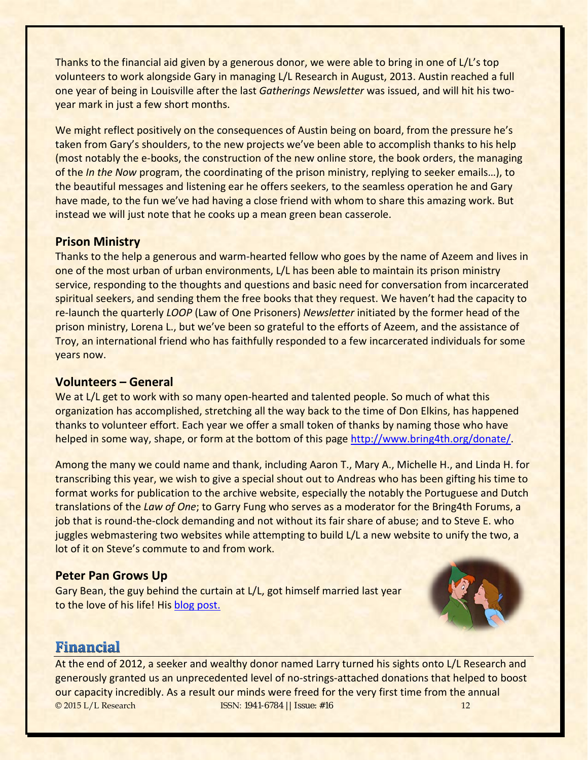Thanks to the financial aid given by a generous donor, we were able to bring in one of L/L's top volunteers to work alongside Gary in managing L/L Research in August, 2013. Austin reached a full one year of being in Louisville after the last *Gatherings Newsletter* was issued, and will hit his two-year mark in just a few short months.

We might reflect positively on the consequences of Austin being on board, from the pressure he's taken from Gary's shoulders, to the new projects we've been able to accomplish thanks to his help (most notably the e-books, the construction of the new online store, the book orders, the managing of the *In the Now* program, the coordinating of the prison ministry, replying to seeker emails…), to the beautiful messages and listening ear he offers seekers, to the seamless operation he and Gary have made, to the fun we've had having a close friend with whom to share this amazing work. But instead we will just note that he cooks up a mean green bean casserole.

### Prison Ministry

Thanks to the help a generous and warm-hearted fellow who goes by the name of Azeem and lives in one of the most urban of urban environments, L/L has been able to maintain its prison ministry service, responding to the thoughts and questions and basic need for conversation from incarcerated spiritual seekers, and sending them the free books that they request. We haven't had the capacity to re-launch the quarterly *LOOP* (Law of One Prisoners) *Newsletter* initiated by the former head of the prison ministry, Lorena L., but we've been so grateful to the efforts of Azeem, and the assistance of Troy, an international friend who has faithfully responded to a few incarcerated individuals for some years now.

### Volunteers – General

We at L/L get to work with so many open-hearted and talented people. So much of what this organization has accomplished, stretching all the way back to the time of Don Elkins, has happened thanks to volunteer effort. Each year we offer a small token of thanks by naming those who have helped in some way, shape, or form at the bottom of this page http://www.bring4th.org/donate/.

Among the many we could name and thank, including Aaron T., Mary A., Michelle H., and Linda H. for transcribing this year, we wish to give a special shout out to Andreas who has been gifting his time to format works for publication to the archive website, especially the notably the Portuguese and Dutch translations of the *Law of One*; to Garry Fung who serves as a moderator for the Bring4th Forums, a job that is round-the-clock demanding and not without its fair share of abuse; and to Steve E. who juggles webmastering two websites while attempting to build L/L a new website to unify the two, a lot of it on Steve's commute to and from work.

### Peter Pan Grows Up

Gary Bean, the guy behind the curtain at L/L, got himself married last year to the love of his life! His blog post.

## Financial

At the end of 2012, a seeker and wealthy donor named Larry turned his sights onto L/L Research and generously granted us an unprecedented level of no-strings-attached donations that helped to boost our capacity incredibly. As a result our minds were freed for the very first time from the annual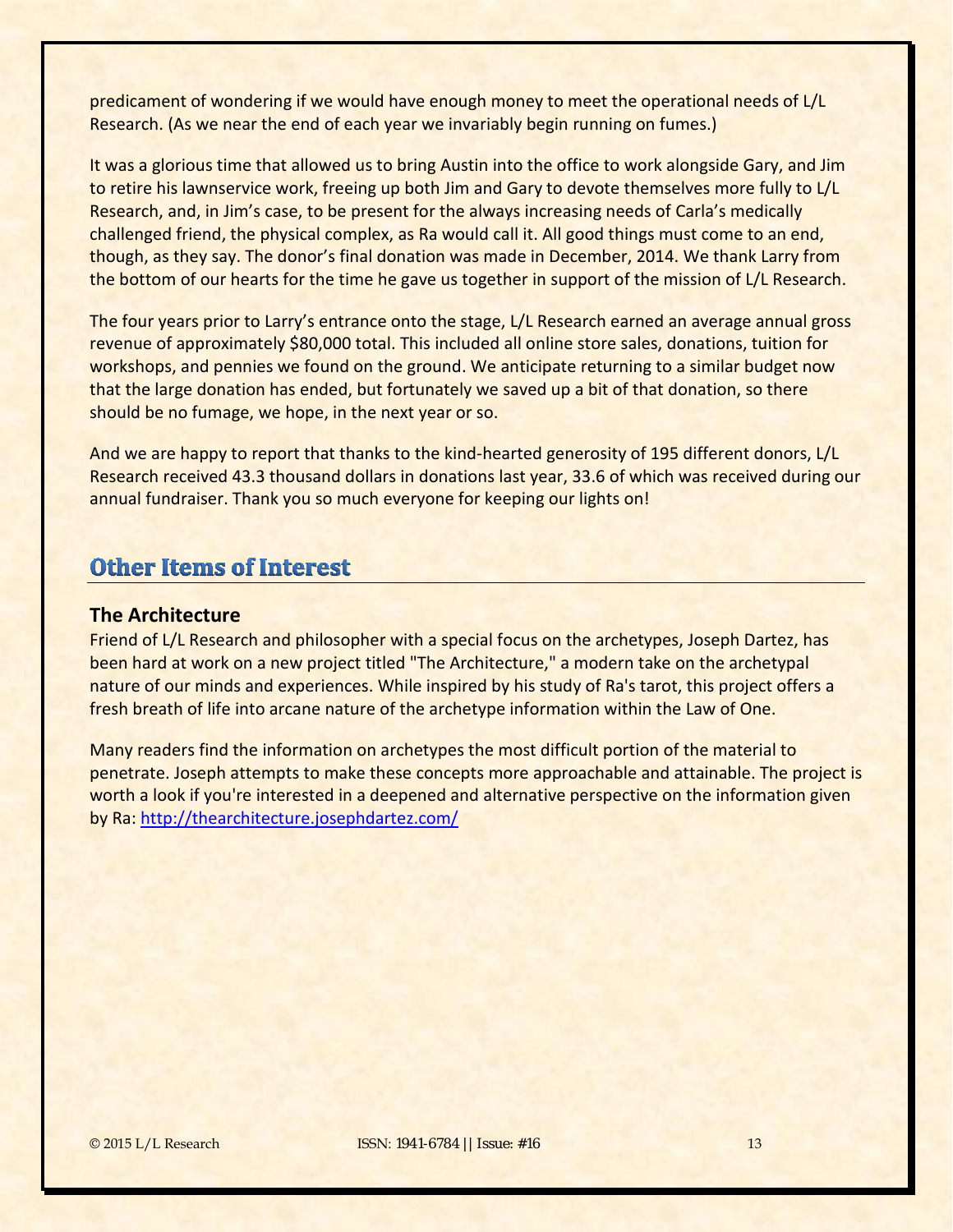predicament of wondering if we would have enough money to meet the operational needs of L/L Research. (As we near the end of each year we invariably begin running on fumes.)

It was a glorious time that allowed us to bring Austin into the office to work alongside Gary, and Jim to retire his lawnservice work, freeing up both Jim and Gary to devote themselves more fully to L/L Research, and, in Jim's case, to be present for the always increasing needs of Carla's medically challenged friend, the physical complex, as Ra would call it. All good things must come to an end, though, as they say. The donor's final donation was made in December, 2014. We thank Larry from the bottom of our hearts for the time he gave us together in support of the mission of L/L Research.

The four years prior to Larry's entrance onto the stage, L/L Research earned an average annual gross revenue of approximately $80,000 total. This included all online store sales, donations, tuition for workshops, and pennies we found on the ground. We anticipate returning to a similar budget now that the large donation has ended, but fortunately we saved up a bit of that donation, so there should be no fumage, we hope, in the next year or so.

And we are happy to report that thanks to the kind-hearted generosity of 195 different donors, L/L Research received 43.3 thousand dollars in donations last year, 33.6 of which was received during our annual fundraiser. Thank you so much everyone for keeping our lights on!

## Other Items of Interest

### The Architecture

Friend of L/L Research and philosopher with a special focus on the archetypes, Joseph Dartez, has been hard at work on a new project titled "The Architecture," a modern take on the archetypal nature of our minds and experiences. While inspired by his study of Ra's tarot, this project offers a fresh breath of life into arcane nature of the archetype information within the Law of One.

Many readers find the information on archetypes the most difficult portion of the material to penetrate. Joseph attempts to make these concepts more approachable and attainable. The project is worth a look if you're interested in a deepened and alternative perspective on the information given by Ra: [http://thearchitecture.josephdartez.com/](http://thearchitecture.josephdartez.com/)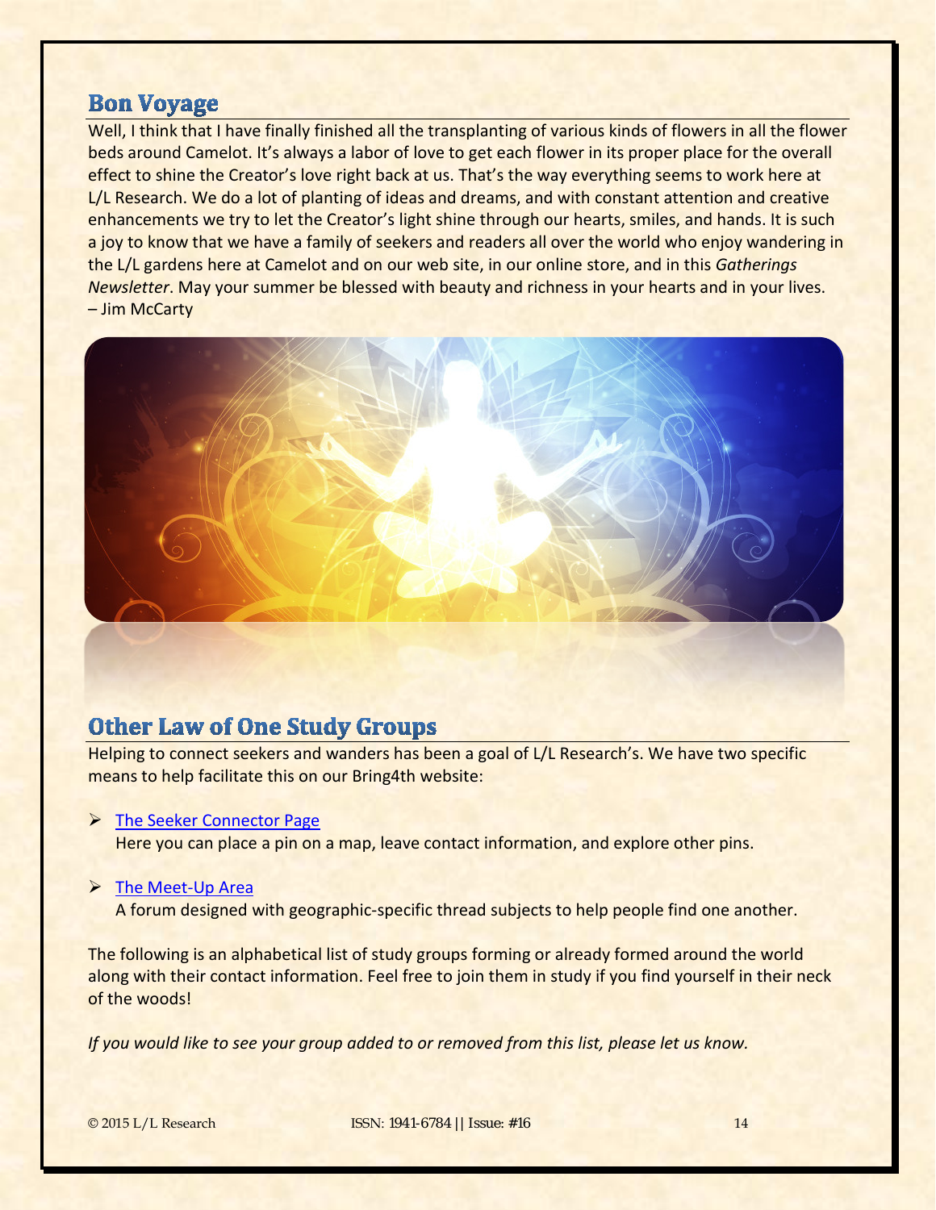## Bon Voyage

Well, I think that I have finally finished all the transplanting of various kinds of flowers in all the flower beds around Camelot. It's always a labor of love to get each flower in its proper place for the overall effect to shine the Creator's love right back at us. That's the way everything seems to work here at L/L Research. We do a lot of planting of ideas and dreams, and with constant attention and creative enhancements we try to let the Creator's light shine through our hearts, smiles, and hands. It is such a joy to know that we have a family of seekers and readers all over the world who enjoy wandering in the L/L gardens here at Camelot and on our web site, in our online store, and in this *Gatherings Newsletter*. May your summer be blessed with beauty and richness in your hearts and in your lives.
– Jim McCarty

## Other Law of One Study Groups

Helping to connect seekers and wanders has been a goal of L/L Research's. We have two specific means to help facilitate this on our Bring4th website:

- The Seeker Connector Page
  Here you can place a pin on a map, leave contact information, and explore other pins.

- The Meet-Up Area
  A forum designed with geographic-specific thread subjects to help people find one another.

The following is an alphabetical list of study groups forming or already formed around the world along with their contact information. Feel free to join them in study if you find yourself in their neck of the woods!

*If you would like to see your group added to or removed from this list, please let us know.*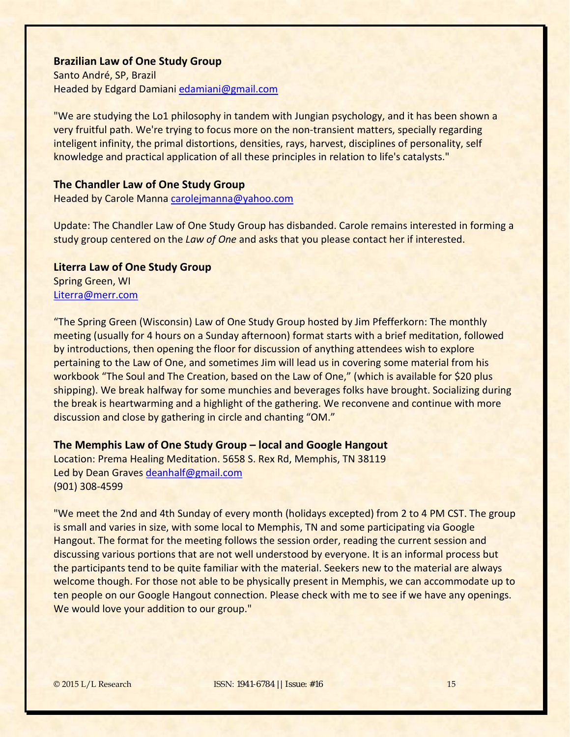### Brazilian Law of One Study Group

Santo André, SP, Brazil
Headed by Edgard Damiani edamiani@gmail.com

"We are studying the Lo1 philosophy in tandem with Jungian psychology, and it has been shown a very fruitful path. We're trying to focus more on the non-transient matters, specially regarding inteligent infinity, the primal distortions, densities, rays, harvest, disciplines of personality, self knowledge and practical application of all these principles in relation to life's catalysts."

### The Chandler Law of One Study Group

Headed by Carole Manna carolejmanna@yahoo.com

Update: The Chandler Law of One Study Group has disbanded. Carole remains interested in forming a study group centered on the *Law of One* and asks that you please contact her if interested.

### Literra Law of One Study Group

Spring Green, WI
Literra@merr.com

"The Spring Green (Wisconsin) Law of One Study Group hosted by Jim Pfefferkorn: The monthly meeting (usually for 4 hours on a Sunday afternoon) format starts with a brief meditation, followed by introductions, then opening the floor for discussion of anything attendees wish to explore pertaining to the Law of One, and sometimes Jim will lead us in covering some material from his workbook "The Soul and The Creation, based on the Law of One," (which is available for $20 plus shipping). We break halfway for some munchies and beverages folks have brought. Socializing during the break is heartwarming and a highlight of the gathering. We reconvene and continue with more discussion and close by gathering in circle and chanting "OM."

### The Memphis Law of One Study Group – local and Google Hangout

Location: Prema Healing Meditation. 5658 S. Rex Rd, Memphis, TN 38119
Led by Dean Graves deanhalf@gmail.com
(901) 308-4599

"We meet the 2nd and 4th Sunday of every month (holidays excepted) from 2 to 4 PM CST. The group is small and varies in size, with some local to Memphis, TN and some participating via Google Hangout. The format for the meeting follows the session order, reading the current session and discussing various portions that are not well understood by everyone. It is an informal process but the participants tend to be quite familiar with the material. Seekers new to the material are always welcome though. For those not able to be physically present in Memphis, we can accommodate up to ten people on our Google Hangout connection. Please check with me to see if we have any openings. We would love your addition to our group."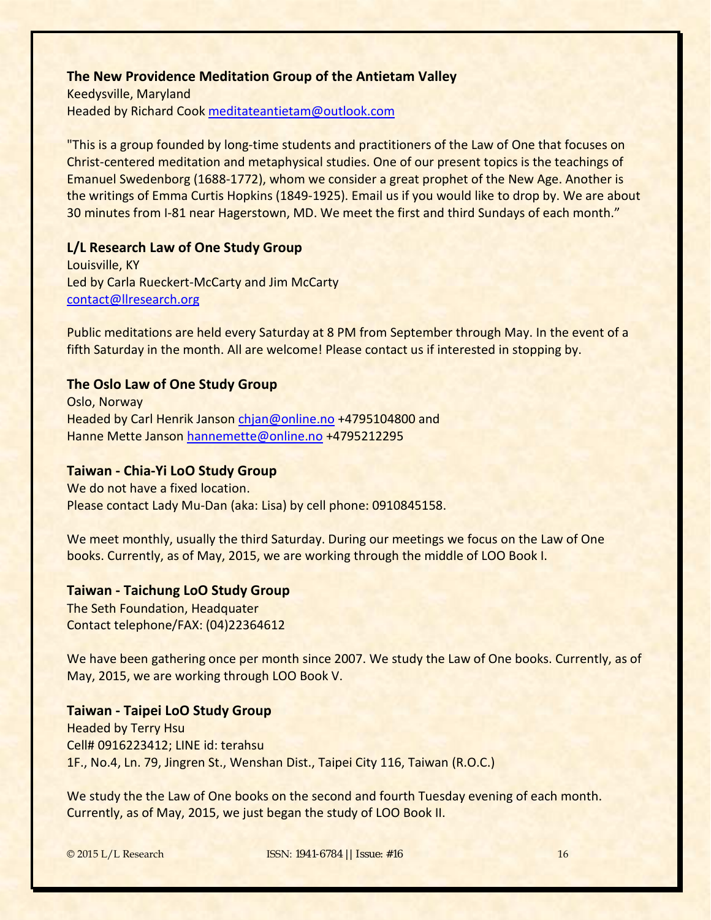### The New Providence Meditation Group of the Antietam Valley

Keedysville, Maryland
Headed by Richard Cook meditateantietam@outlook.com

"This is a group founded by long-time students and practitioners of the Law of One that focuses on Christ-centered meditation and metaphysical studies. One of our present topics is the teachings of Emanuel Swedenborg (1688-1772), whom we consider a great prophet of the New Age. Another is the writings of Emma Curtis Hopkins (1849-1925). Email us if you would like to drop by. We are about 30 minutes from I-81 near Hagerstown, MD. We meet the first and third Sundays of each month."

### L/L Research Law of One Study Group

Louisville, KY
Led by Carla Rueckert-McCarty and Jim McCarty
contact@llresearch.org

Public meditations are held every Saturday at 8 PM from September through May. In the event of a fifth Saturday in the month. All are welcome! Please contact us if interested in stopping by.

### The Oslo Law of One Study Group

Oslo, Norway
Headed by Carl Henrik Janson chjan@online.no +4795104800 and
Hanne Mette Janson hannemette@online.no +4795212295

### Taiwan - Chia-Yi LoO Study Group

We do not have a fixed location.
Please contact Lady Mu-Dan (aka: Lisa) by cell phone: 0910845158.

We meet monthly, usually the third Saturday. During our meetings we focus on the Law of One books. Currently, as of May, 2015, we are working through the middle of LOO Book I.

### Taiwan - Taichung LoO Study Group

The Seth Foundation, Headquater
Contact telephone/FAX: (04)22364612

We have been gathering once per month since 2007. We study the Law of One books. Currently, as of May, 2015, we are working through LOO Book V.

### Taiwan - Taipei LoO Study Group

Headed by Terry Hsu
Cell# 0916223412; LINE id: terahsu
1F., No.4, Ln. 79, Jingren St., Wenshan Dist., Taipei City 116, Taiwan (R.O.C.)

We study the the Law of One books on the second and fourth Tuesday evening of each month. Currently, as of May, 2015, we just began the study of LOO Book II.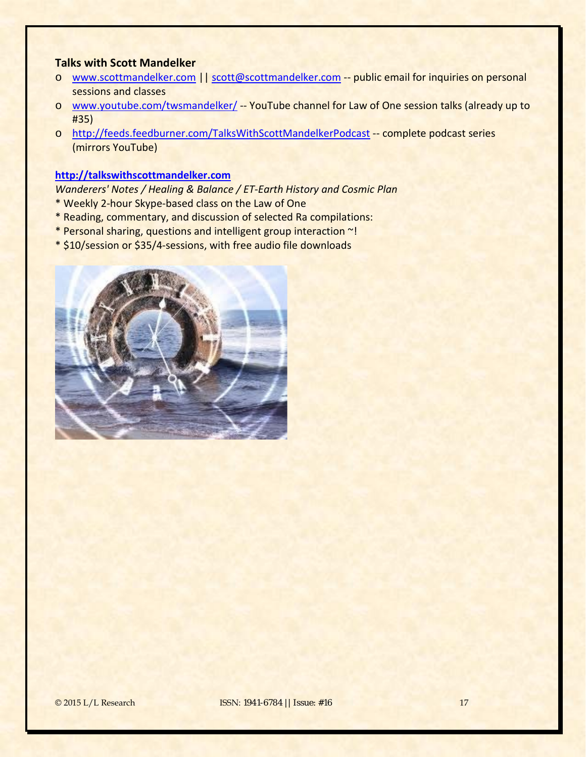**Talks with Scott Mandelker**

- www.scottmandelker.com || scott@scottmandelker.com -- public email for inquiries on personal sessions and classes
- www.youtube.com/twsmandelker/ -- YouTube channel for Law of One session talks (already up to #35)
- http://feeds.feedburner.com/TalksWithScottMandelkerPodcast -- complete podcast series (mirrors YouTube)

**http://talkswithscottmandelker.com**

*Wanderers' Notes / Healing & Balance / ET-Earth History and Cosmic Plan*

* Weekly 2-hour Skype-based class on the Law of One
* Reading, commentary, and discussion of selected Ra compilations:
* Personal sharing, questions and intelligent group interaction ~!
* $10/session or $35/4-sessions, with free audio file downloads